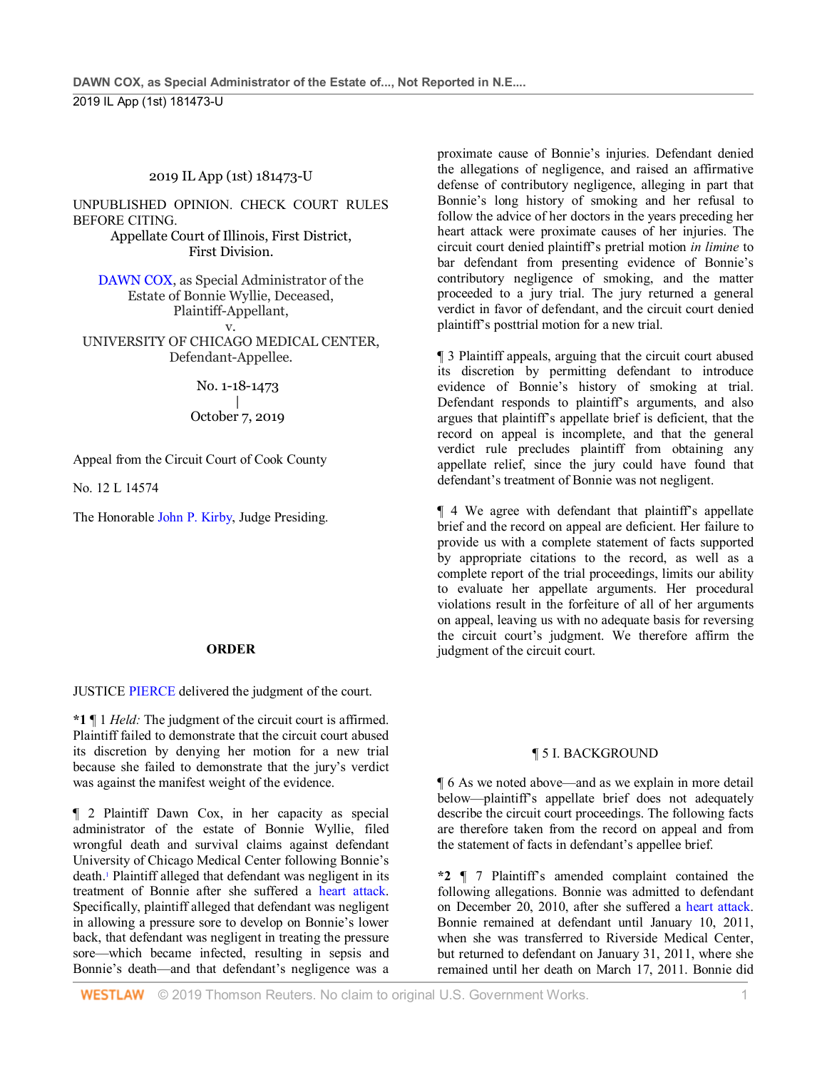2019 IL App (1st) 181473-U

UNPUBLISHED OPINION. CHECK COURT RULES BEFORE CITING.

Appellate Court of Illinois, First District, First Division.

DAWN COX, as Special Administrator of the Estate of Bonnie Wyllie, Deceased, Plaintiff-Appellant,
v.
UNIVERSITY OF CHICAGO MEDICAL CENTER, Defendant-Appellee.

No. 1-18-1473
|
October 7, 2019

Appeal from the Circuit Court of Cook County

No. 12 L 14574

The Honorable John P. Kirby, Judge Presiding.

**ORDER**

JUSTICE PIERCE delivered the judgment of the court.

**\*1** ¶ 1 *Held:* The judgment of the circuit court is affirmed. Plaintiff failed to demonstrate that the circuit court abused its discretion by denying her motion for a new trial because she failed to demonstrate that the jury's verdict was against the manifest weight of the evidence.

¶ 2 Plaintiff Dawn Cox, in her capacity as special administrator of the estate of Bonnie Wyllie, filed wrongful death and survival claims against defendant University of Chicago Medical Center following Bonnie's death.[1] Plaintiff alleged that defendant was negligent in its treatment of Bonnie after she suffered a heart attack. Specifically, plaintiff alleged that defendant was negligent in allowing a pressure sore to develop on Bonnie's lower back, that defendant was negligent in treating the pressure sore—which became infected, resulting in sepsis and Bonnie's death—and that defendant's negligence was a proximate cause of Bonnie's injuries. Defendant denied the allegations of negligence, and raised an affirmative defense of contributory negligence, alleging in part that Bonnie's long history of smoking and her refusal to follow the advice of her doctors in the years preceding her heart attack were proximate causes of her injuries. The circuit court denied plaintiff's pretrial motion *in limine* to bar defendant from presenting evidence of Bonnie's contributory negligence of smoking, and the matter proceeded to a jury trial. The jury returned a general verdict in favor of defendant, and the circuit court denied plaintiff's posttrial motion for a new trial.

¶ 3 Plaintiff appeals, arguing that the circuit court abused its discretion by permitting defendant to introduce evidence of Bonnie's history of smoking at trial. Defendant responds to plaintiff's arguments, and also argues that plaintiff's appellate brief is deficient, that the record on appeal is incomplete, and that the general verdict rule precludes plaintiff from obtaining any appellate relief, since the jury could have found that defendant's treatment of Bonnie was not negligent.

¶ 4 We agree with defendant that plaintiff's appellate brief and the record on appeal are deficient. Her failure to provide us with a complete statement of facts supported by appropriate citations to the record, as well as a complete report of the trial proceedings, limits our ability to evaluate her appellate arguments. Her procedural violations result in the forfeiture of all of her arguments on appeal, leaving us with no adequate basis for reversing the circuit court's judgment. We therefore affirm the judgment of the circuit court.

## ¶ 5 I. BACKGROUND

¶ 6 As we noted above—and as we explain in more detail below—plaintiff's appellate brief does not adequately describe the circuit court proceedings. The following facts are therefore taken from the record on appeal and from the statement of facts in defendant's appellee brief.

**\*2** ¶ 7 Plaintiff's amended complaint contained the following allegations. Bonnie was admitted to defendant on December 20, 2010, after she suffered a heart attack. Bonnie remained at defendant until January 10, 2011, when she was transferred to Riverside Medical Center, but returned to defendant on January 31, 2011, where she remained until her death on March 17, 2011. Bonnie did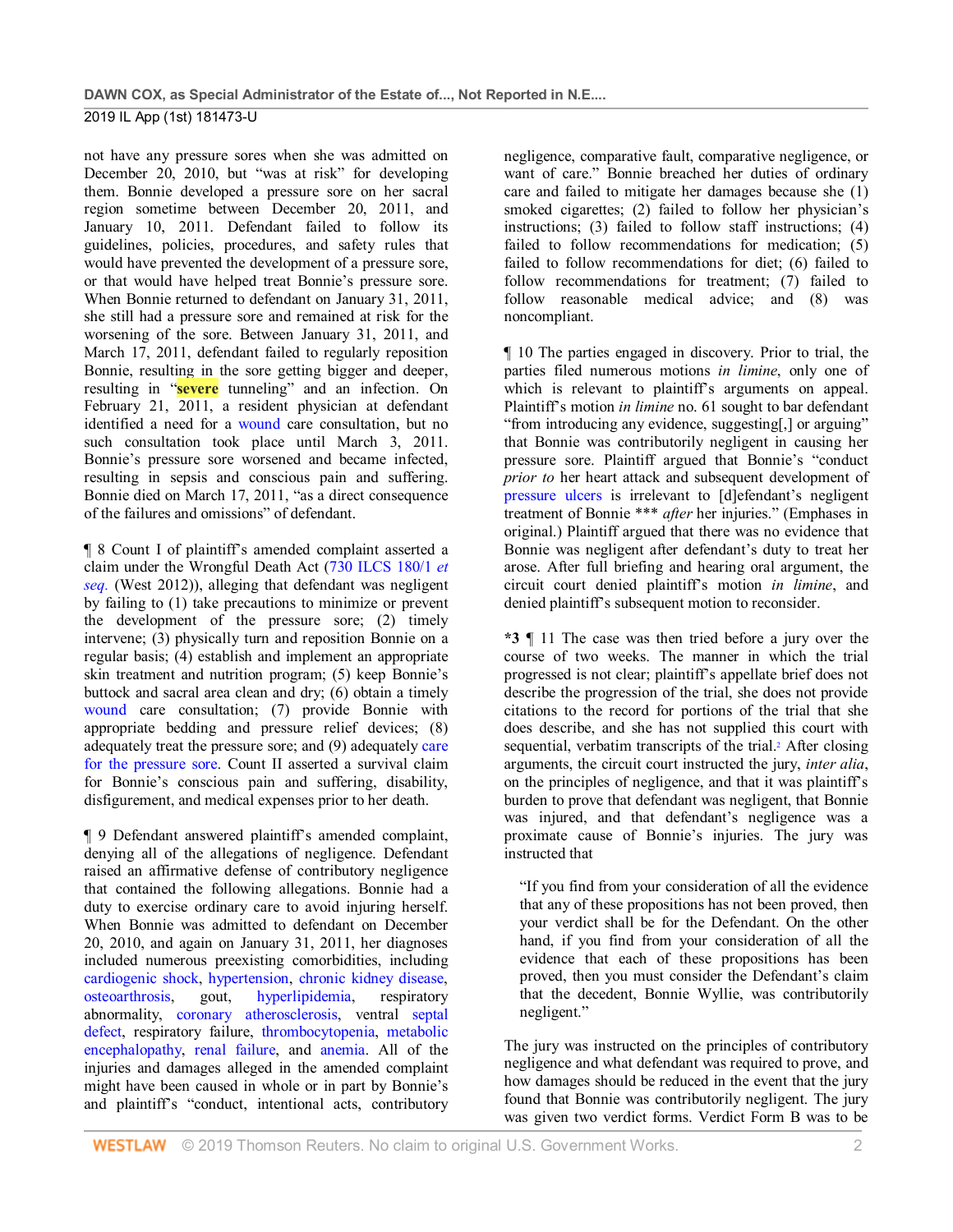not have any pressure sores when she was admitted on December 20, 2010, but "was at risk" for developing them. Bonnie developed a pressure sore on her sacral region sometime between December 20, 2011, and January 10, 2011. Defendant failed to follow its guidelines, policies, procedures, and safety rules that would have prevented the development of a pressure sore, or that would have helped treat Bonnie's pressure sore. When Bonnie returned to defendant on January 31, 2011, she still had a pressure sore and remained at risk for the worsening of the sore. Between January 31, 2011, and March 17, 2011, defendant failed to regularly reposition Bonnie, resulting in the sore getting bigger and deeper, resulting in "severe tunneling" and an infection. On February 21, 2011, a resident physician at defendant identified a need for a wound care consultation, but no such consultation took place until March 3, 2011. Bonnie's pressure sore worsened and became infected, resulting in sepsis and conscious pain and suffering. Bonnie died on March 17, 2011, "as a direct consequence of the failures and omissions" of defendant.

¶ 8 Count I of plaintiff's amended complaint asserted a claim under the Wrongful Death Act (730 ILCS 180/1 *et seq.* (West 2012)), alleging that defendant was negligent by failing to (1) take precautions to minimize or prevent the development of the pressure sore; (2) timely intervene; (3) physically turn and reposition Bonnie on a regular basis; (4) establish and implement an appropriate skin treatment and nutrition program; (5) keep Bonnie's buttock and sacral area clean and dry; (6) obtain a timely wound care consultation; (7) provide Bonnie with appropriate bedding and pressure relief devices; (8) adequately treat the pressure sore; and (9) adequately care for the pressure sore. Count II asserted a survival claim for Bonnie's conscious pain and suffering, disability, disfigurement, and medical expenses prior to her death.

¶ 9 Defendant answered plaintiff's amended complaint, denying all of the allegations of negligence. Defendant raised an affirmative defense of contributory negligence that contained the following allegations. Bonnie had a duty to exercise ordinary care to avoid injuring herself. When Bonnie was admitted to defendant on December 20, 2010, and again on January 31, 2011, her diagnoses included numerous preexisting comorbidities, including cardiogenic shock, hypertension, chronic kidney disease, osteoarthrosis, gout, hyperlipidemia, respiratory abnormality, coronary atherosclerosis, ventral septal defect, respiratory failure, thrombocytopenia, metabolic encephalopathy, renal failure, and anemia. All of the injuries and damages alleged in the amended complaint might have been caused in whole or in part by Bonnie's and plaintiff's "conduct, intentional acts, contributory negligence, comparative fault, comparative negligence, or want of care." Bonnie breached her duties of ordinary care and failed to mitigate her damages because she (1) smoked cigarettes; (2) failed to follow her physician's instructions; (3) failed to follow staff instructions; (4) failed to follow recommendations for medication; (5) failed to follow recommendations for diet; (6) failed to follow recommendations for treatment; (7) failed to follow reasonable medical advice; and (8) was noncompliant.

¶ 10 The parties engaged in discovery. Prior to trial, the parties filed numerous motions *in limine*, only one of which is relevant to plaintiff's arguments on appeal. Plaintiff's motion *in limine* no. 61 sought to bar defendant "from introducing any evidence, suggesting[,] or arguing" that Bonnie was contributorily negligent in causing her pressure sore. Plaintiff argued that Bonnie's "conduct *prior to* her heart attack and subsequent development of pressure ulcers is irrelevant to [d]efendant's negligent treatment of Bonnie *** *after* her injuries." (Emphases in original.) Plaintiff argued that there was no evidence that Bonnie was negligent after defendant's duty to treat her arose. After full briefing and hearing oral argument, the circuit court denied plaintiff's motion *in limine*, and denied plaintiff's subsequent motion to reconsider.

**\*3** ¶ 11 The case was then tried before a jury over the course of two weeks. The manner in which the trial progressed is not clear; plaintiff's appellate brief does not describe the progression of the trial, she does not provide citations to the record for portions of the trial that she does describe, and she has not supplied this court with sequential, verbatim transcripts of the trial.[2] After closing arguments, the circuit court instructed the jury, *inter alia*, on the principles of negligence, and that it was plaintiff's burden to prove that defendant was negligent, that Bonnie was injured, and that defendant's negligence was a proximate cause of Bonnie's injuries. The jury was instructed that

> "If you find from your consideration of all the evidence that any of these propositions has not been proved, then your verdict shall be for the Defendant. On the other hand, if you find from your consideration of all the evidence that each of these propositions has been proved, then you must consider the Defendant's claim that the decedent, Bonnie Wyllie, was contributorily negligent."

The jury was instructed on the principles of contributory negligence and what defendant was required to prove, and how damages should be reduced in the event that the jury found that Bonnie was contributorily negligent. The jury was given two verdict forms. Verdict Form B was to be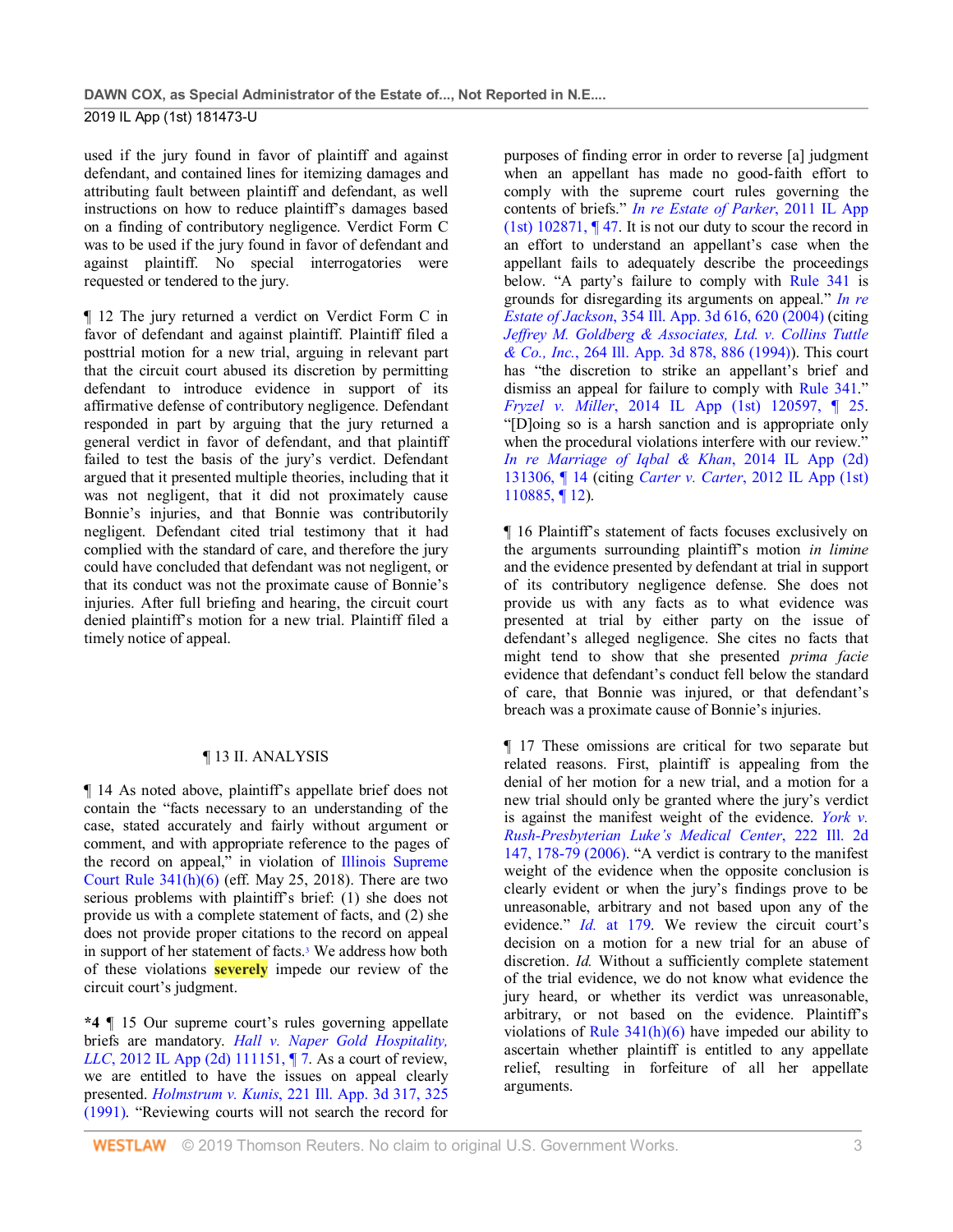used if the jury found in favor of plaintiff and against defendant, and contained lines for itemizing damages and attributing fault between plaintiff and defendant, as well instructions on how to reduce plaintiff's damages based on a finding of contributory negligence. Verdict Form C was to be used if the jury found in favor of defendant and against plaintiff. No special interrogatories were requested or tendered to the jury.

¶ 12 The jury returned a verdict on Verdict Form C in favor of defendant and against plaintiff. Plaintiff filed a posttrial motion for a new trial, arguing in relevant part that the circuit court abused its discretion by permitting defendant to introduce evidence in support of its affirmative defense of contributory negligence. Defendant responded in part by arguing that the jury returned a general verdict in favor of defendant, and that plaintiff failed to test the basis of the jury's verdict. Defendant argued that it presented multiple theories, including that it was not negligent, that it did not proximately cause Bonnie's injuries, and that Bonnie was contributorily negligent. Defendant cited trial testimony that it had complied with the standard of care, and therefore the jury could have concluded that defendant was not negligent, or that its conduct was not the proximate cause of Bonnie's injuries. After full briefing and hearing, the circuit court denied plaintiff's motion for a new trial. Plaintiff filed a timely notice of appeal.

¶ 13 II. ANALYSIS

¶ 14 As noted above, plaintiff's appellate brief does not contain the "facts necessary to an understanding of the case, stated accurately and fairly without argument or comment, and with appropriate reference to the pages of the record on appeal," in violation of Illinois Supreme Court Rule 341(h)(6) (eff. May 25, 2018). There are two serious problems with plaintiff's brief: (1) she does not provide us with a complete statement of facts, and (2) she does not provide proper citations to the record on appeal in support of her statement of facts.[3] We address how both of these violations **severely** impede our review of the circuit court's judgment.

**\*4** ¶ 15 Our supreme court's rules governing appellate briefs are mandatory. *Hall v. Naper Gold Hospitality, LLC*, 2012 IL App (2d) 111151, ¶ 7. As a court of review, we are entitled to have the issues on appeal clearly presented. *Holmstrum v. Kunis*, 221 Ill. App. 3d 317, 325 (1991). "Reviewing courts will not search the record for purposes of finding error in order to reverse [a] judgment when an appellant has made no good-faith effort to comply with the supreme court rules governing the contents of briefs." *In re Estate of Parker*, 2011 IL App (1st) 102871, ¶ 47. It is not our duty to scour the record in an effort to understand an appellant's case when the appellant fails to adequately describe the proceedings below. "A party's failure to comply with Rule 341 is grounds for disregarding its arguments on appeal." *In re Estate of Jackson*, 354 Ill. App. 3d 616, 620 (2004) (citing *Jeffrey M. Goldberg & Associates, Ltd. v. Collins Tuttle & Co., Inc.*, 264 Ill. App. 3d 878, 886 (1994)). This court has "the discretion to strike an appellant's brief and dismiss an appeal for failure to comply with Rule 341." *Fryzel v. Miller*, 2014 IL App (1st) 120597, ¶ 25. "[D]oing so is a harsh sanction and is appropriate only when the procedural violations interfere with our review." *In re Marriage of Iqbal & Khan*, 2014 IL App (2d) 131306, ¶ 14 (citing *Carter v. Carter*, 2012 IL App (1st) 110885, ¶ 12).

¶ 16 Plaintiff's statement of facts focuses exclusively on the arguments surrounding plaintiff's motion *in limine* and the evidence presented by defendant at trial in support of its contributory negligence defense. She does not provide us with any facts as to what evidence was presented at trial by either party on the issue of defendant's alleged negligence. She cites no facts that might tend to show that she presented *prima facie* evidence that defendant's conduct fell below the standard of care, that Bonnie was injured, or that defendant's breach was a proximate cause of Bonnie's injuries.

¶ 17 These omissions are critical for two separate but related reasons. First, plaintiff is appealing from the denial of her motion for a new trial, and a motion for a new trial should only be granted where the jury's verdict is against the manifest weight of the evidence. *York v. Rush-Presbyterian St. Luke's Medical Center*, 222 Ill. 2d 147, 178-79 (2006). "A verdict is contrary to the manifest weight of the evidence when the opposite conclusion is clearly evident or when the jury's findings prove to be unreasonable, arbitrary and not based upon any of the evidence." *Id.* at 179. We review the circuit court's decision on a motion for a new trial for an abuse of discretion. *Id.* Without a sufficiently complete statement of the trial evidence, we do not know what evidence the jury heard, or whether its verdict was unreasonable, arbitrary, or not based on the evidence. Plaintiff's violations of Rule 341(h)(6) have impeded our ability to ascertain whether plaintiff is entitled to any appellate relief, resulting in forfeiture of all her appellate arguments.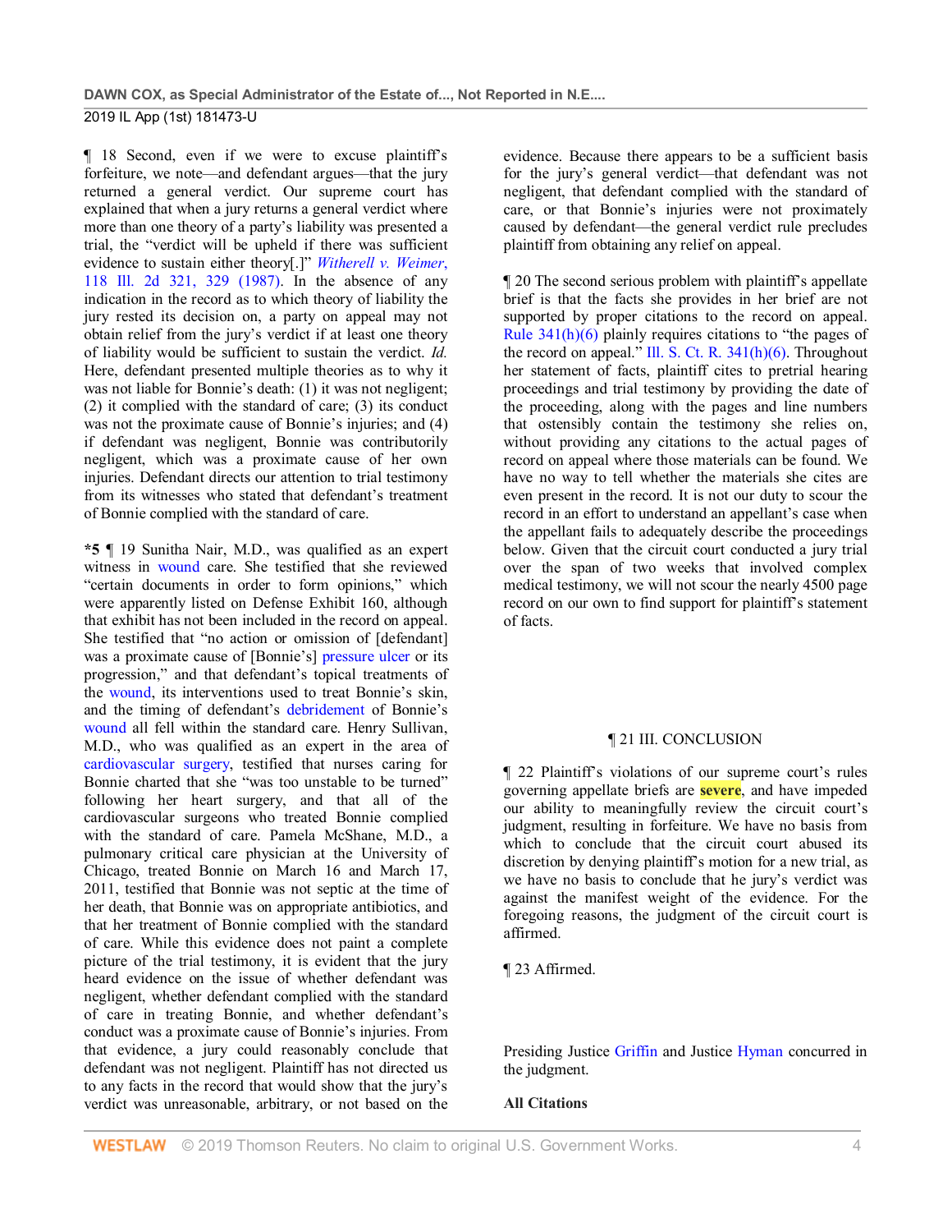¶ 18 Second, even if we were to excuse plaintiff's forfeiture, we note—and defendant argues—that the jury returned a general verdict. Our supreme court has explained that when a jury returns a general verdict where more than one theory of a party's liability was presented a trial, the "verdict will be upheld if there was sufficient evidence to sustain either theory[.]" *Witherell v. Weimer*, 118 Ill. 2d 321, 329 (1987). In the absence of any indication in the record as to which theory of liability the jury rested its decision on, a party on appeal may not obtain relief from the jury's verdict if at least one theory of liability would be sufficient to sustain the verdict. *Id.* Here, defendant presented multiple theories as to why it was not liable for Bonnie's death: (1) it was not negligent; (2) it complied with the standard of care; (3) its conduct was not the proximate cause of Bonnie's injuries; and (4) if defendant was negligent, Bonnie was contributorily negligent, which was a proximate cause of her own injuries. Defendant directs our attention to trial testimony from its witnesses who stated that defendant's treatment of Bonnie complied with the standard of care.

***5** ¶ 19 Sunitha Nair, M.D., was qualified as an expert witness in wound care. She testified that she reviewed "certain documents in order to form opinions," which were apparently listed on Defense Exhibit 160, although that exhibit has not been included in the record on appeal. She testified that "no action or omission of [defendant] was a proximate cause of [Bonnie's] pressure ulcer or its progression," and that defendant's topical treatments of the wound, its interventions used to treat Bonnie's skin, and the timing of defendant's debridement of Bonnie's wound all fell within the standard care. Henry Sullivan, M.D., who was qualified as an expert in the area of cardiovascular surgery, testified that nurses caring for Bonnie charted that she "was too unstable to be turned" following her heart surgery, and that all of the cardiovascular surgeons who treated Bonnie complied with the standard of care. Pamela McShane, M.D., a pulmonary critical care physician at the University of Chicago, treated Bonnie on March 16 and March 17, 2011, testified that Bonnie was not septic at the time of her death, that Bonnie was on appropriate antibiotics, and that her treatment of Bonnie complied with the standard of care. While this evidence does not paint a complete picture of the trial testimony, it is evident that the jury heard evidence on the issue of whether defendant was negligent, whether defendant complied with the standard of care in treating Bonnie, and whether defendant's conduct was a proximate cause of Bonnie's injuries. From that evidence, a jury could reasonably conclude that defendant was not negligent. Plaintiff has not directed us to any facts in the record that would show that the jury's verdict was unreasonable, arbitrary, or not based on the evidence. Because there appears to be a sufficient basis for the jury's general verdict—that defendant was not negligent, that defendant complied with the standard of care, or that Bonnie's injuries were not proximately caused by defendant—the general verdict rule precludes plaintiff from obtaining any relief on appeal.

¶ 20 The second serious problem with plaintiff's appellate brief is that the facts she provides in her brief are not supported by proper citations to the record on appeal. Rule 341(h)(6) plainly requires citations to "the pages of the record on appeal." Ill. S. Ct. R. 341(h)(6). Throughout her statement of facts, plaintiff cites to pretrial hearing proceedings and trial testimony by providing the date of the proceeding, along with the pages and line numbers that ostensibly contain the testimony she relies on, without providing any citations to the actual pages of record on appeal where those materials can be found. We have no way to tell whether the materials she cites are even present in the record. It is not our duty to scour the record in an effort to understand an appellant's case when the appellant fails to adequately describe the proceedings below. Given that the circuit court conducted a jury trial over the span of two weeks that involved complex medical testimony, we will not scour the nearly 4500 page record on our own to find support for plaintiff's statement of facts.

## ¶ 21 III. CONCLUSION

¶ 22 Plaintiff's violations of our supreme court's rules governing appellate briefs are **severe**, and have impeded our ability to meaningfully review the circuit court's judgment, resulting in forfeiture. We have no basis from which to conclude that the circuit court abused its discretion by denying plaintiff's motion for a new trial, as we have no basis to conclude that he jury's verdict was against the manifest weight of the evidence. For the foregoing reasons, the judgment of the circuit court is affirmed.

¶ 23 Affirmed.

Presiding Justice Griffin and Justice Hyman concurred in the judgment.

**All Citations**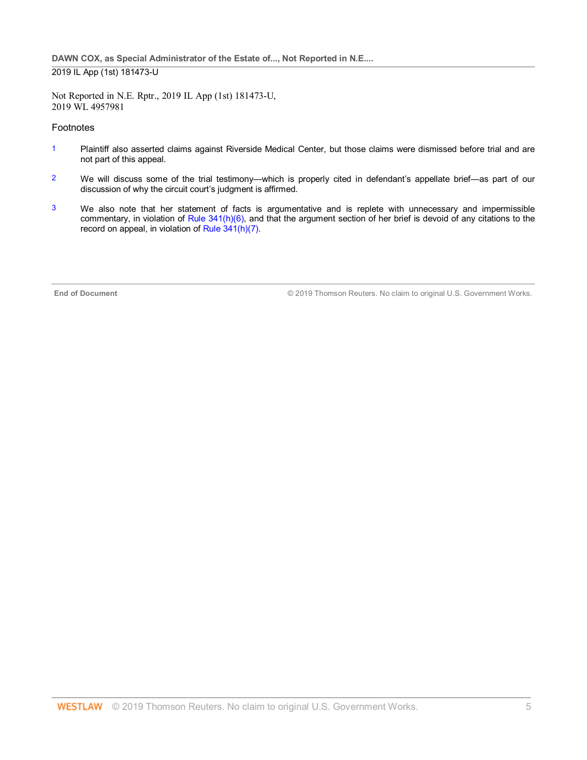Not Reported in N.E. Rptr., 2019 IL App (1st) 181473-U,
2019 WL 4957981

## Footnotes

1. Plaintiff also asserted claims against Riverside Medical Center, but those claims were dismissed before trial and are not part of this appeal.

2. We will discuss some of the trial testimony—which is properly cited in defendant's appellate brief—as part of our discussion of why the circuit court's judgment is affirmed.

3. We also note that her statement of facts is argumentative and is replete with unnecessary and impermissible commentary, in violation of Rule 341(h)(6), and that the argument section of her brief is devoid of any citations to the record on appeal, in violation of Rule 341(h)(7).

**End of Document** © 2019 Thomson Reuters. No claim to original U.S. Government Works.